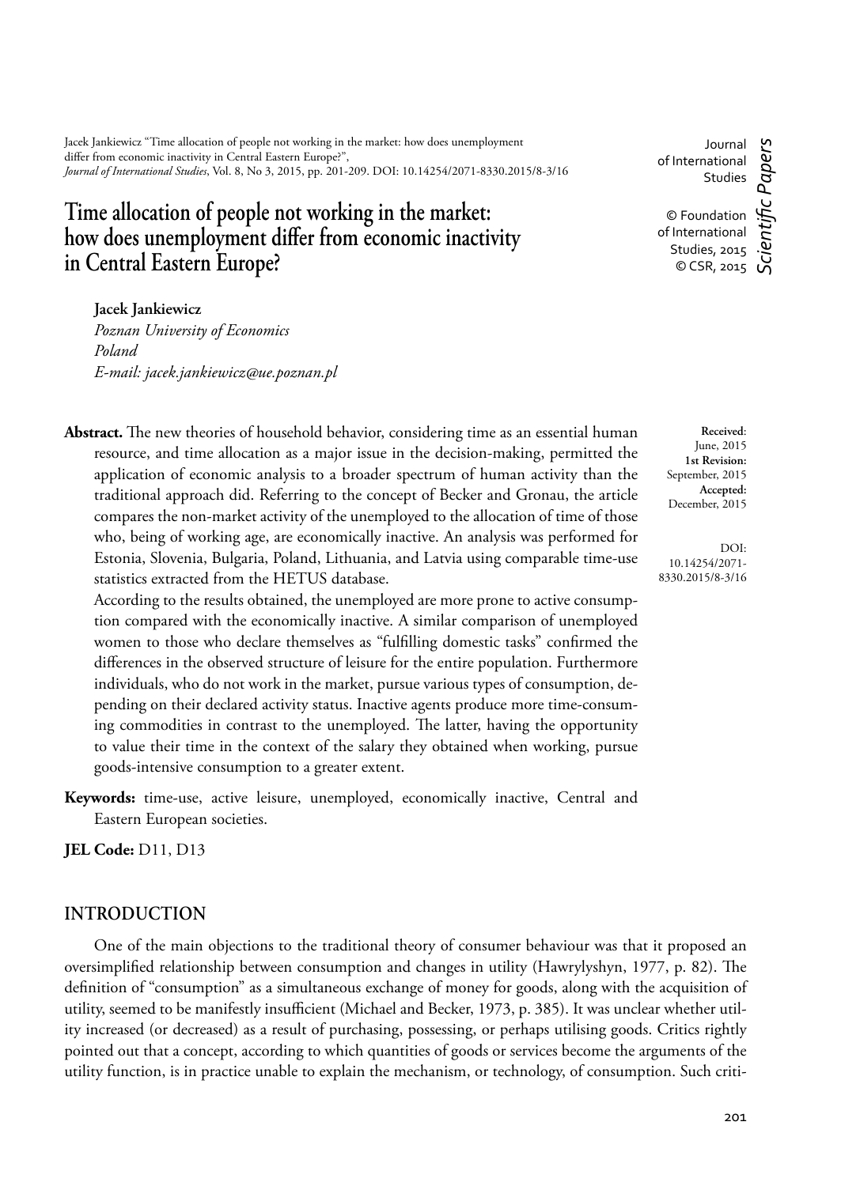Jacek Jankiewicz "Time allocation of people not working in the market: how does unemployment differ from economic inactivity in Central Eastern Europe?", *Journal of International Studies*, Vol. 8, No 3, 2015, pp. 201-209. DOI: 10.14254/2071-8330.2015/8-3/16

Journal of International Studies

© Foundation of International Studies, 2015
© CSR, 2015

*Scientific Papers*

# Time allocation of people not working in the market: how does unemployment differ from economic inactivity in Central Eastern Europe?

**Jacek Jankiewicz**
*Poznan University of Economics*
*Poland*
*E-mail: jacek.jankiewicz@ue.poznan.pl*

**Received**: June, 2015
**1st Revision:** September, 2015
**Accepted:** December, 2015

DOI: 10.14254/2071-8330.2015/8-3/16

**Abstract.** The new theories of household behavior, considering time as an essential human resource, and time allocation as a major issue in the decision-making, permitted the application of economic analysis to a broader spectrum of human activity than the traditional approach did. Referring to the concept of Becker and Gronau, the article compares the non-market activity of the unemployed to the allocation of time of those who, being of working age, are economically inactive. An analysis was performed for Estonia, Slovenia, Bulgaria, Poland, Lithuania, and Latvia using comparable time-use statistics extracted from the HETUS database.

According to the results obtained, the unemployed are more prone to active consumption compared with the economically inactive. A similar comparison of unemployed women to those who declare themselves as "fulfilling domestic tasks" confirmed the differences in the observed structure of leisure for the entire population. Furthermore individuals, who do not work in the market, pursue various types of consumption, depending on their declared activity status. Inactive agents produce more time-consuming commodities in contrast to the unemployed. The latter, having the opportunity to value their time in the context of the salary they obtained when working, pursue goods-intensive consumption to a greater extent.

**Keywords:** time-use, active leisure, unemployed, economically inactive, Central and Eastern European societies.

**JEL Code:** D11, D13

## INTRODUCTION

One of the main objections to the traditional theory of consumer behaviour was that it proposed an oversimplified relationship between consumption and changes in utility (Hawrylyshyn, 1977, p. 82). The definition of "consumption" as a simultaneous exchange of money for goods, along with the acquisition of utility, seemed to be manifestly insufficient (Michael and Becker, 1973, p. 385). It was unclear whether utility increased (or decreased) as a result of purchasing, possessing, or perhaps utilising goods. Critics rightly pointed out that a concept, according to which quantities of goods or services become the arguments of the utility function, is in practice unable to explain the mechanism, or technology, of consumption. Such criti-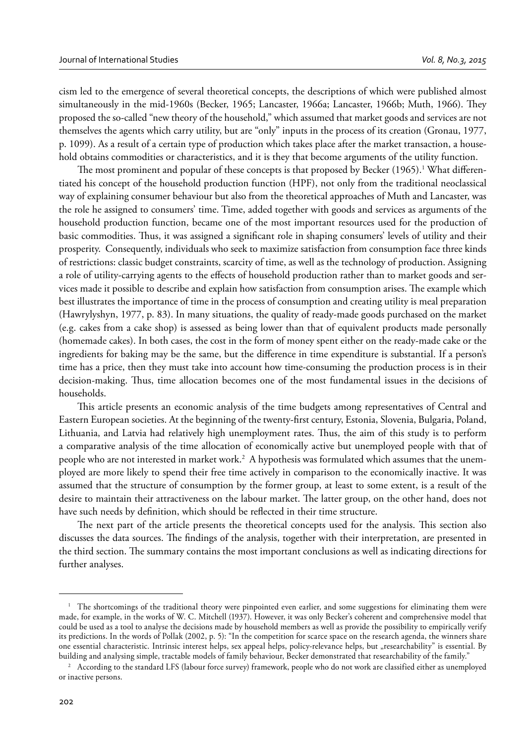cism led to the emergence of several theoretical concepts, the descriptions of which were published almost simultaneously in the mid-1960s (Becker, 1965; Lancaster, 1966a; Lancaster, 1966b; Muth, 1966). They proposed the so-called "new theory of the household," which assumed that market goods and services are not themselves the agents which carry utility, but are "only" inputs in the process of its creation (Gronau, 1977, p. 1099). As a result of a certain type of production which takes place after the market transaction, a household obtains commodities or characteristics, and it is they that become arguments of the utility function.

The most prominent and popular of these concepts is that proposed by Becker (1965).[1] What differentiated his concept of the household production function (HPF), not only from the traditional neoclassical way of explaining consumer behaviour but also from the theoretical approaches of Muth and Lancaster, was the role he assigned to consumers' time. Time, added together with goods and services as arguments of the household production function, became one of the most important resources used for the production of basic commodities. Thus, it was assigned a significant role in shaping consumers' levels of utility and their prosperity. Consequently, individuals who seek to maximize satisfaction from consumption face three kinds of restrictions: classic budget constraints, scarcity of time, as well as the technology of production. Assigning a role of utility-carrying agents to the effects of household production rather than to market goods and services made it possible to describe and explain how satisfaction from consumption arises. The example which best illustrates the importance of time in the process of consumption and creating utility is meal preparation (Hawrylyshyn, 1977, p. 83). In many situations, the quality of ready-made goods purchased on the market (e.g. cakes from a cake shop) is assessed as being lower than that of equivalent products made personally (homemade cakes). In both cases, the cost in the form of money spent either on the ready-made cake or the ingredients for baking may be the same, but the difference in time expenditure is substantial. If a person's time has a price, then they must take into account how time-consuming the production process is in their decision-making. Thus, time allocation becomes one of the most fundamental issues in the decisions of households.

This article presents an economic analysis of the time budgets among representatives of Central and Eastern European societies. At the beginning of the twenty-first century, Estonia, Slovenia, Bulgaria, Poland, Lithuania, and Latvia had relatively high unemployment rates. Thus, the aim of this study is to perform a comparative analysis of the time allocation of economically active but unemployed people with that of people who are not interested in market work.[2] A hypothesis was formulated which assumes that the unemployed are more likely to spend their free time actively in comparison to the economically inactive. It was assumed that the structure of consumption by the former group, at least to some extent, is a result of the desire to maintain their attractiveness on the labour market. The latter group, on the other hand, does not have such needs by definition, which should be reflected in their time structure.

The next part of the article presents the theoretical concepts used for the analysis. This section also discusses the data sources. The findings of the analysis, together with their interpretation, are presented in the third section. The summary contains the most important conclusions as well as indicating directions for further analyses.

---

[1] The shortcomings of the traditional theory were pinpointed even earlier, and some suggestions for eliminating them were made, for example, in the works of W. C. Mitchell (1937). However, it was only Becker's coherent and comprehensive model that could be used as a tool to analyse the decisions made by household members as well as provide the possibility to empirically verify its predictions. In the words of Pollak (2002, p. 5): "In the competition for scarce space on the research agenda, the winners share one essential characteristic. Intrinsic interest helps, sex appeal helps, policy-relevance helps, but „researchability" is essential. By building and analysing simple, tractable models of family behaviour, Becker demonstrated that researchability of the family."

[2] According to the standard LFS (labour force survey) framework, people who do not work are classified either as unemployed or inactive persons.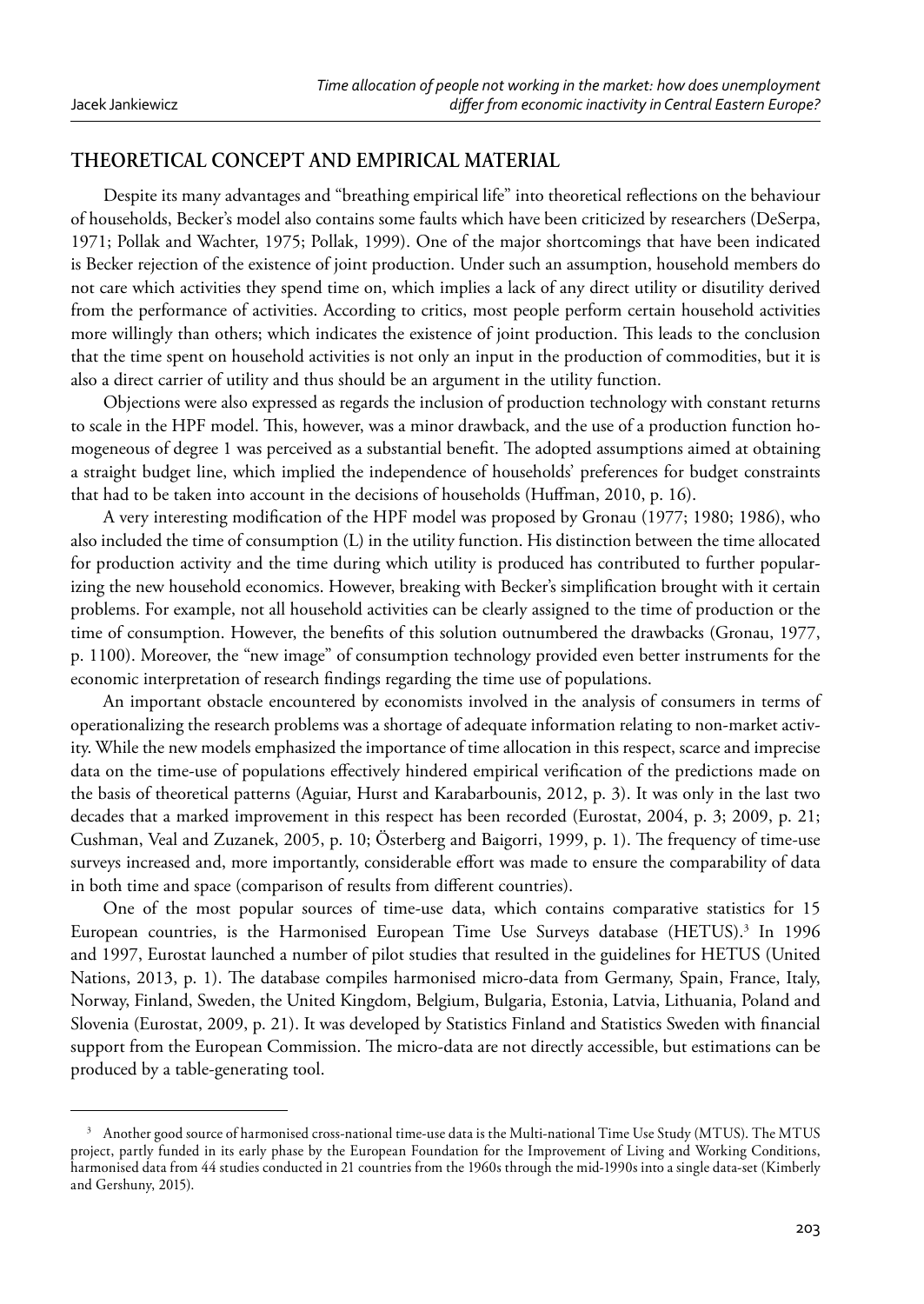## THEORETICAL CONCEPT AND EMPIRICAL MATERIAL

Despite its many advantages and "breathing empirical life" into theoretical reflections on the behaviour of households, Becker's model also contains some faults which have been criticized by researchers (DeSerpa, 1971; Pollak and Wachter, 1975; Pollak, 1999). One of the major shortcomings that have been indicated is Becker rejection of the existence of joint production. Under such an assumption, household members do not care which activities they spend time on, which implies a lack of any direct utility or disutility derived from the performance of activities. According to critics, most people perform certain household activities more willingly than others; which indicates the existence of joint production. This leads to the conclusion that the time spent on household activities is not only an input in the production of commodities, but it is also a direct carrier of utility and thus should be an argument in the utility function.

Objections were also expressed as regards the inclusion of production technology with constant returns to scale in the HPF model. This, however, was a minor drawback, and the use of a production function homogeneous of degree 1 was perceived as a substantial benefit. The adopted assumptions aimed at obtaining a straight budget line, which implied the independence of households' preferences for budget constraints that had to be taken into account in the decisions of households (Huffman, 2010, p. 16).

A very interesting modification of the HPF model was proposed by Gronau (1977; 1980; 1986), who also included the time of consumption (L) in the utility function. His distinction between the time allocated for production activity and the time during which utility is produced has contributed to further popularizing the new household economics. However, breaking with Becker's simplification brought with it certain problems. For example, not all household activities can be clearly assigned to the time of production or the time of consumption. However, the benefits of this solution outnumbered the drawbacks (Gronau, 1977, p. 1100). Moreover, the "new image" of consumption technology provided even better instruments for the economic interpretation of research findings regarding the time use of populations.

An important obstacle encountered by economists involved in the analysis of consumers in terms of operationalizing the research problems was a shortage of adequate information relating to non-market activity. While the new models emphasized the importance of time allocation in this respect, scarce and imprecise data on the time-use of populations effectively hindered empirical verification of the predictions made on the basis of theoretical patterns (Aguiar, Hurst and Karabarbounis, 2012, p. 3). It was only in the last two decades that a marked improvement in this respect has been recorded (Eurostat, 2004, p. 3; 2009, p. 21; Cushman, Veal and Zuzanek, 2005, p. 10; Österberg and Baigorri, 1999, p. 1). The frequency of time-use surveys increased and, more importantly, considerable effort was made to ensure the comparability of data in both time and space (comparison of results from different countries).

One of the most popular sources of time-use data, which contains comparative statistics for 15 European countries, is the Harmonised European Time Use Surveys database (HETUS).[3] In 1996 and 1997, Eurostat launched a number of pilot studies that resulted in the guidelines for HETUS (United Nations, 2013, p. 1). The database compiles harmonised micro-data from Germany, Spain, France, Italy, Norway, Finland, Sweden, the United Kingdom, Belgium, Bulgaria, Estonia, Latvia, Lithuania, Poland and Slovenia (Eurostat, 2009, p. 21). It was developed by Statistics Finland and Statistics Sweden with financial support from the European Commission. The micro-data are not directly accessible, but estimations can be produced by a table-generating tool.

[3] Another good source of harmonised cross-national time-use data is the Multi-national Time Use Study (MTUS). The MTUS project, partly funded in its early phase by the European Foundation for the Improvement of Living and Working Conditions, harmonised data from 44 studies conducted in 21 countries from the 1960s through the mid-1990s into a single data-set (Kimberly and Gershuny, 2015).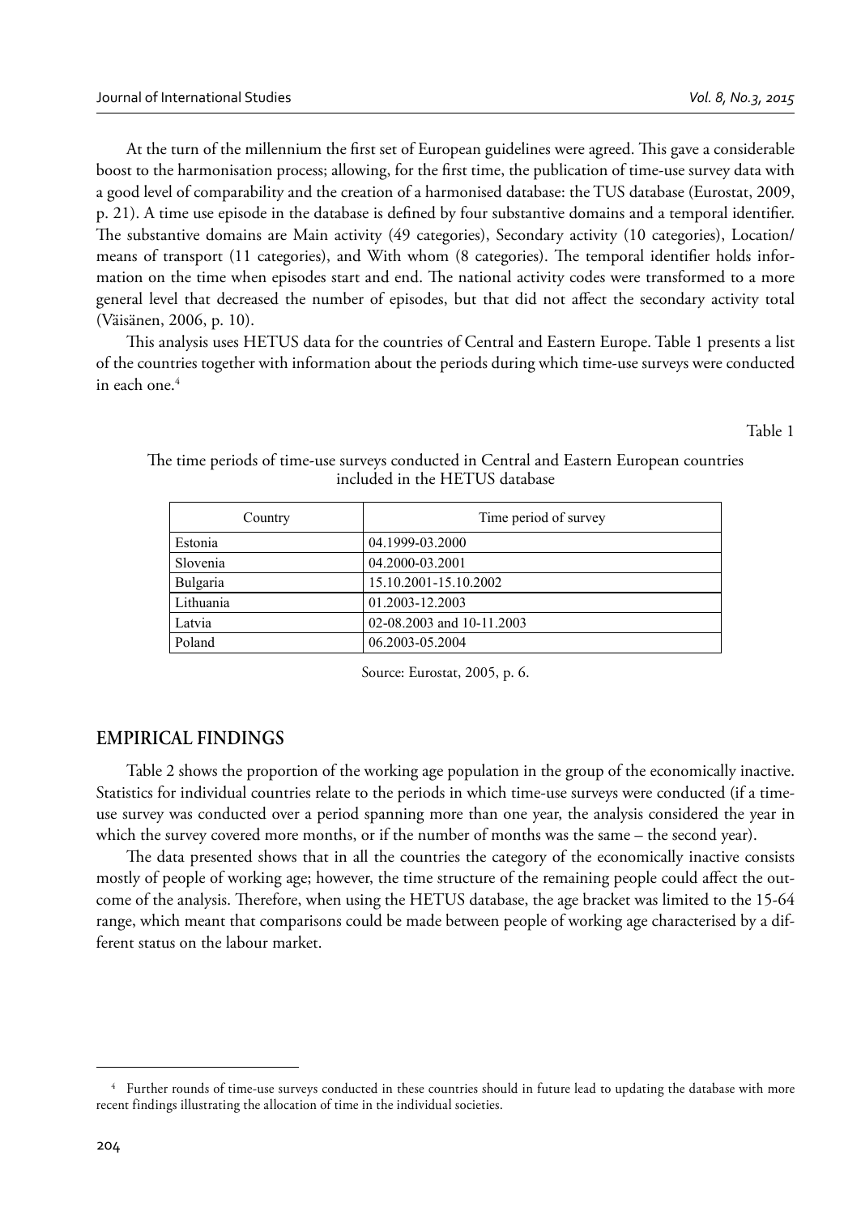At the turn of the millennium the first set of European guidelines were agreed. This gave a considerable boost to the harmonisation process; allowing, for the first time, the publication of time-use survey data with a good level of comparability and the creation of a harmonised database: the TUS database (Eurostat, 2009, p. 21). A time use episode in the database is defined by four substantive domains and a temporal identifier. The substantive domains are Main activity (49 categories), Secondary activity (10 categories), Location/ means of transport (11 categories), and With whom (8 categories). The temporal identifier holds information on the time when episodes start and end. The national activity codes were transformed to a more general level that decreased the number of episodes, but that did not affect the secondary activity total (Väisänen, 2006, p. 10).

This analysis uses HETUS data for the countries of Central and Eastern Europe. Table 1 presents a list of the countries together with information about the periods during which time-use surveys were conducted in each one.[4]

Table 1

The time periods of time-use surveys conducted in Central and Eastern European countries included in the HETUS database

| Country | Time period of survey |
|---|---|
| Estonia | 04.1999-03.2000 |
| Slovenia | 04.2000-03.2001 |
| Bulgaria | 15.10.2001-15.10.2002 |
| Lithuania | 01.2003-12.2003 |
| Latvia | 02-08.2003 and 10-11.2003 |
| Poland | 06.2003-05.2004 |

Source: Eurostat, 2005, p. 6.

## EMPIRICAL FINDINGS

Table 2 shows the proportion of the working age population in the group of the economically inactive. Statistics for individual countries relate to the periods in which time-use surveys were conducted (if a time-use survey was conducted over a period spanning more than one year, the analysis considered the year in which the survey covered more months, or if the number of months was the same – the second year).

The data presented shows that in all the countries the category of the economically inactive consists mostly of people of working age; however, the time structure of the remaining people could affect the outcome of the analysis. Therefore, when using the HETUS database, the age bracket was limited to the 15-64 range, which meant that comparisons could be made between people of working age characterised by a different status on the labour market.

[4] Further rounds of time-use surveys conducted in these countries should in future lead to updating the database with more recent findings illustrating the allocation of time in the individual societies.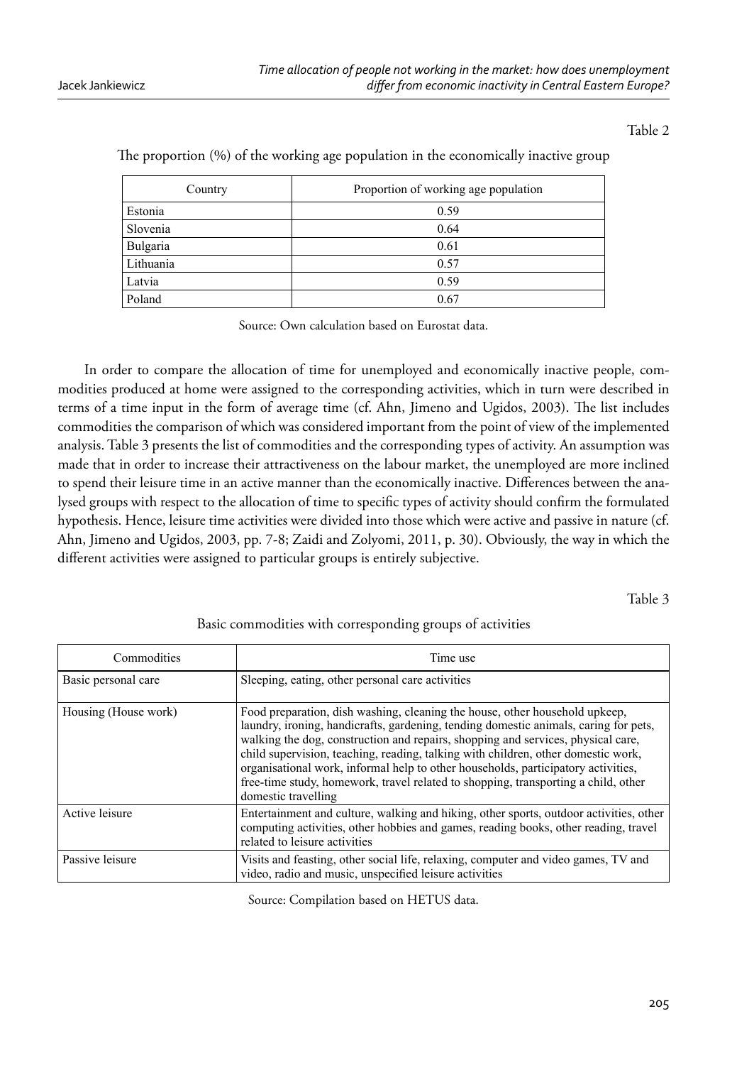Table 2

The proportion (%) of the working age population in the economically inactive group

| Country | Proportion of working age population |
| --- | --- |
| Estonia | 0.59 |
| Slovenia | 0.64 |
| Bulgaria | 0.61 |
| Lithuania | 0.57 |
| Latvia | 0.59 |
| Poland | 0.67 |

Source: Own calculation based on Eurostat data.

In order to compare the allocation of time for unemployed and economically inactive people, commodities produced at home were assigned to the corresponding activities, which in turn were described in terms of a time input in the form of average time (cf. Ahn, Jimeno and Ugidos, 2003). The list includes commodities the comparison of which was considered important from the point of view of the implemented analysis. Table 3 presents the list of commodities and the corresponding types of activity. An assumption was made that in order to increase their attractiveness on the labour market, the unemployed are more inclined to spend their leisure time in an active manner than the economically inactive. Differences between the analysed groups with respect to the allocation of time to specific types of activity should confirm the formulated hypothesis. Hence, leisure time activities were divided into those which were active and passive in nature (cf. Ahn, Jimeno and Ugidos, 2003, pp. 7-8; Zaidi and Zolyomi, 2011, p. 30). Obviously, the way in which the different activities were assigned to particular groups is entirely subjective.

Table 3

Basic commodities with corresponding groups of activities

| Commodities | Time use |
| --- | --- |
| Basic personal care | Sleeping, eating, other personal care activities |
| Housing (House work) | Food preparation, dish washing, cleaning the house, other household upkeep, laundry, ironing, handicrafts, gardening, tending domestic animals, caring for pets, walking the dog, construction and repairs, shopping and services, physical care, child supervision, teaching, reading, talking with children, other domestic work, organisational work, informal help to other households, participatory activities, free-time study, homework, travel related to shopping, transporting a child, other domestic travelling |
| Active leisure | Entertainment and culture, walking and hiking, other sports, outdoor activities, other computing activities, other hobbies and games, reading books, other reading, travel related to leisure activities |
| Passive leisure | Visits and feasting, other social life, relaxing, computer and video games, TV and video, radio and music, unspecified leisure activities |

Source: Compilation based on HETUS data.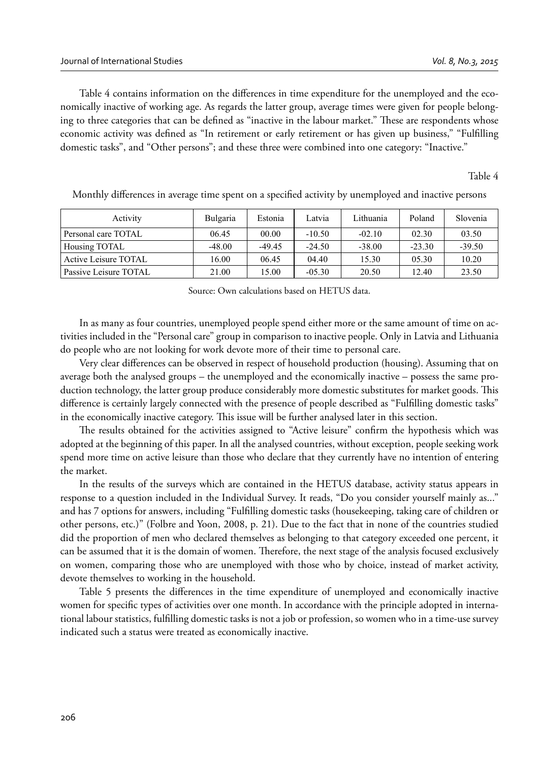Table 4 contains information on the differences in time expenditure for the unemployed and the economically inactive of working age. As regards the latter group, average times were given for people belonging to three categories that can be defined as "inactive in the labour market." These are respondents whose economic activity was defined as "In retirement or early retirement or has given up business," "Fulfilling domestic tasks", and "Other persons"; and these three were combined into one category: "Inactive."

Table 4

Monthly differences in average time spent on a specified activity by unemployed and inactive persons

| Activity | Bulgaria | Estonia | Latvia | Lithuania | Poland | Slovenia |
|---|---|---|---|---|---|---|
| Personal care TOTAL | 06.45 | 00.00 | -10.50 | -02.10 | 02.30 | 03.50 |
| Housing TOTAL | -48.00 | -49.45 | -24.50 | -38.00 | -23.30 | -39.50 |
| Active Leisure TOTAL | 16.00 | 06.45 | 04.40 | 15.30 | 05.30 | 10.20 |
| Passive Leisure TOTAL | 21.00 | 15.00 | -05.30 | 20.50 | 12.40 | 23.50 |

Source: Own calculations based on HETUS data.

In as many as four countries, unemployed people spend either more or the same amount of time on activities included in the "Personal care" group in comparison to inactive people. Only in Latvia and Lithuania do people who are not looking for work devote more of their time to personal care.

Very clear differences can be observed in respect of household production (housing). Assuming that on average both the analysed groups – the unemployed and the economically inactive – possess the same production technology, the latter group produce considerably more domestic substitutes for market goods. This difference is certainly largely connected with the presence of people described as "Fulfilling domestic tasks" in the economically inactive category. This issue will be further analysed later in this section.

The results obtained for the activities assigned to "Active leisure" confirm the hypothesis which was adopted at the beginning of this paper. In all the analysed countries, without exception, people seeking work spend more time on active leisure than those who declare that they currently have no intention of entering the market.

In the results of the surveys which are contained in the HETUS database, activity status appears in response to a question included in the Individual Survey. It reads, "Do you consider yourself mainly as..." and has 7 options for answers, including "Fulfilling domestic tasks (housekeeping, taking care of children or other persons, etc.)" (Folbre and Yoon, 2008, p. 21). Due to the fact that in none of the countries studied did the proportion of men who declared themselves as belonging to that category exceeded one percent, it can be assumed that it is the domain of women. Therefore, the next stage of the analysis focused exclusively on women, comparing those who are unemployed with those who by choice, instead of market activity, devote themselves to working in the household.

Table 5 presents the differences in the time expenditure of unemployed and economically inactive women for specific types of activities over one month. In accordance with the principle adopted in international labour statistics, fulfilling domestic tasks is not a job or profession, so women who in a time-use survey indicated such a status were treated as economically inactive.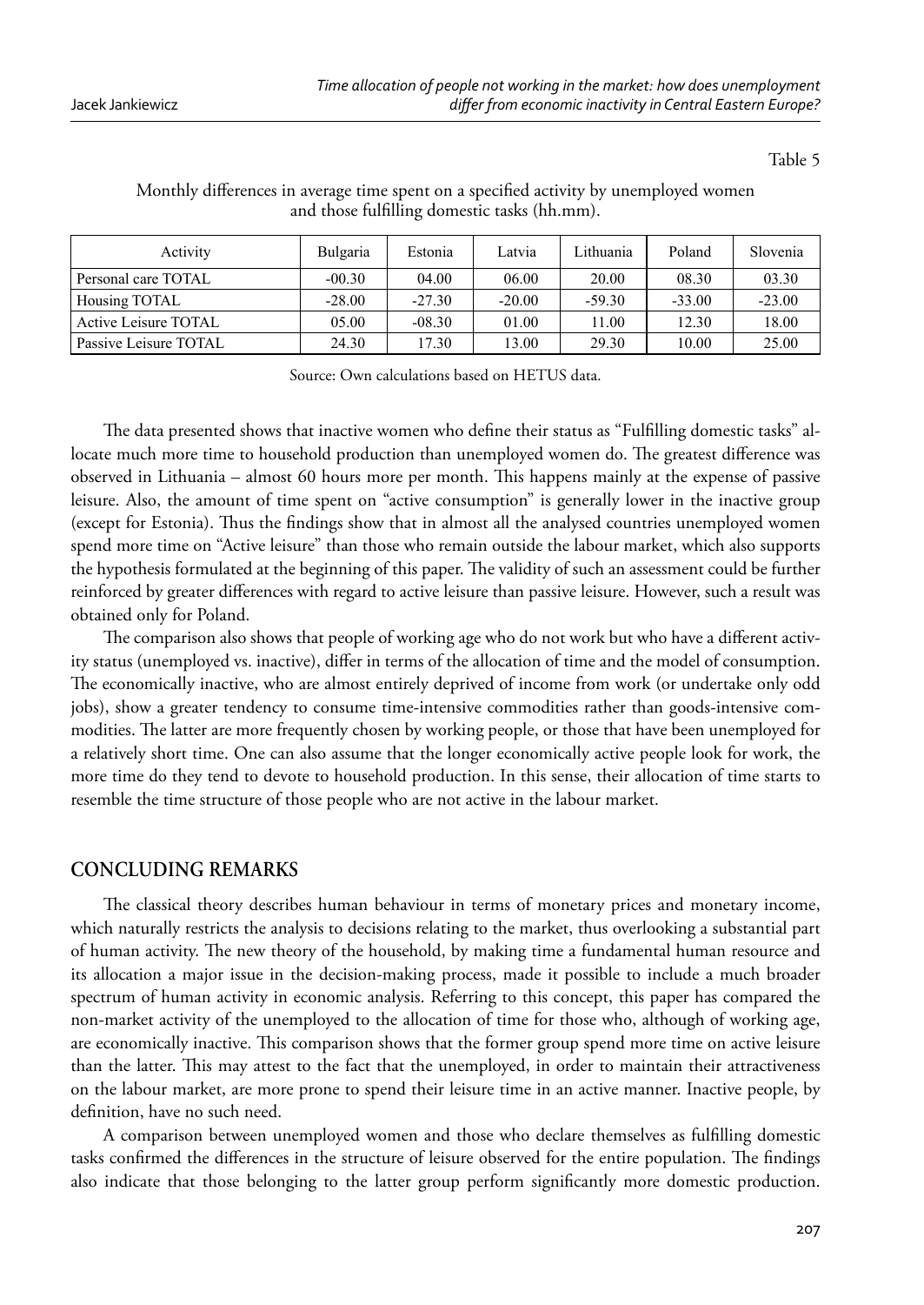Table 5

Monthly differences in average time spent on a specified activity by unemployed women and those fulfilling domestic tasks (hh.mm).

| Activity | Bulgaria | Estonia | Latvia | Lithuania | Poland | Slovenia |
|---|---|---|---|---|---|---|
| Personal care TOTAL | -00.30 | 04.00 | 06.00 | 20.00 | 08.30 | 03.30 |
| Housing TOTAL | -28.00 | -27.30 | -20.00 | -59.30 | -33.00 | -23.00 |
| Active Leisure TOTAL | 05.00 | -08.30 | 01.00 | 11.00 | 12.30 | 18.00 |
| Passive Leisure TOTAL | 24.30 | 17.30 | 13.00 | 29.30 | 10.00 | 25.00 |

Source: Own calculations based on HETUS data.

The data presented shows that inactive women who define their status as "Fulfilling domestic tasks" allocate much more time to household production than unemployed women do. The greatest difference was observed in Lithuania – almost 60 hours more per month. This happens mainly at the expense of passive leisure. Also, the amount of time spent on "active consumption" is generally lower in the inactive group (except for Estonia). Thus the findings show that in almost all the analysed countries unemployed women spend more time on "Active leisure" than those who remain outside the labour market, which also supports the hypothesis formulated at the beginning of this paper. The validity of such an assessment could be further reinforced by greater differences with regard to active leisure than passive leisure. However, such a result was obtained only for Poland.

The comparison also shows that people of working age who do not work but who have a different activity status (unemployed vs. inactive), differ in terms of the allocation of time and the model of consumption. The economically inactive, who are almost entirely deprived of income from work (or undertake only odd jobs), show a greater tendency to consume time-intensive commodities rather than goods-intensive commodities. The latter are more frequently chosen by working people, or those that have been unemployed for a relatively short time. One can also assume that the longer economically active people look for work, the more time do they tend to devote to household production. In this sense, their allocation of time starts to resemble the time structure of those people who are not active in the labour market.

## CONCLUDING REMARKS

The classical theory describes human behaviour in terms of monetary prices and monetary income, which naturally restricts the analysis to decisions relating to the market, thus overlooking a substantial part of human activity. The new theory of the household, by making time a fundamental human resource and its allocation a major issue in the decision-making process, made it possible to include a much broader spectrum of human activity in economic analysis. Referring to this concept, this paper has compared the non-market activity of the unemployed to the allocation of time for those who, although of working age, are economically inactive. This comparison shows that the former group spend more time on active leisure than the latter. This may attest to the fact that the unemployed, in order to maintain their attractiveness on the labour market, are more prone to spend their leisure time in an active manner. Inactive people, by definition, have no such need.

A comparison between unemployed women and those who declare themselves as fulfilling domestic tasks confirmed the differences in the structure of leisure observed for the entire population. The findings also indicate that those belonging to the latter group perform significantly more domestic production.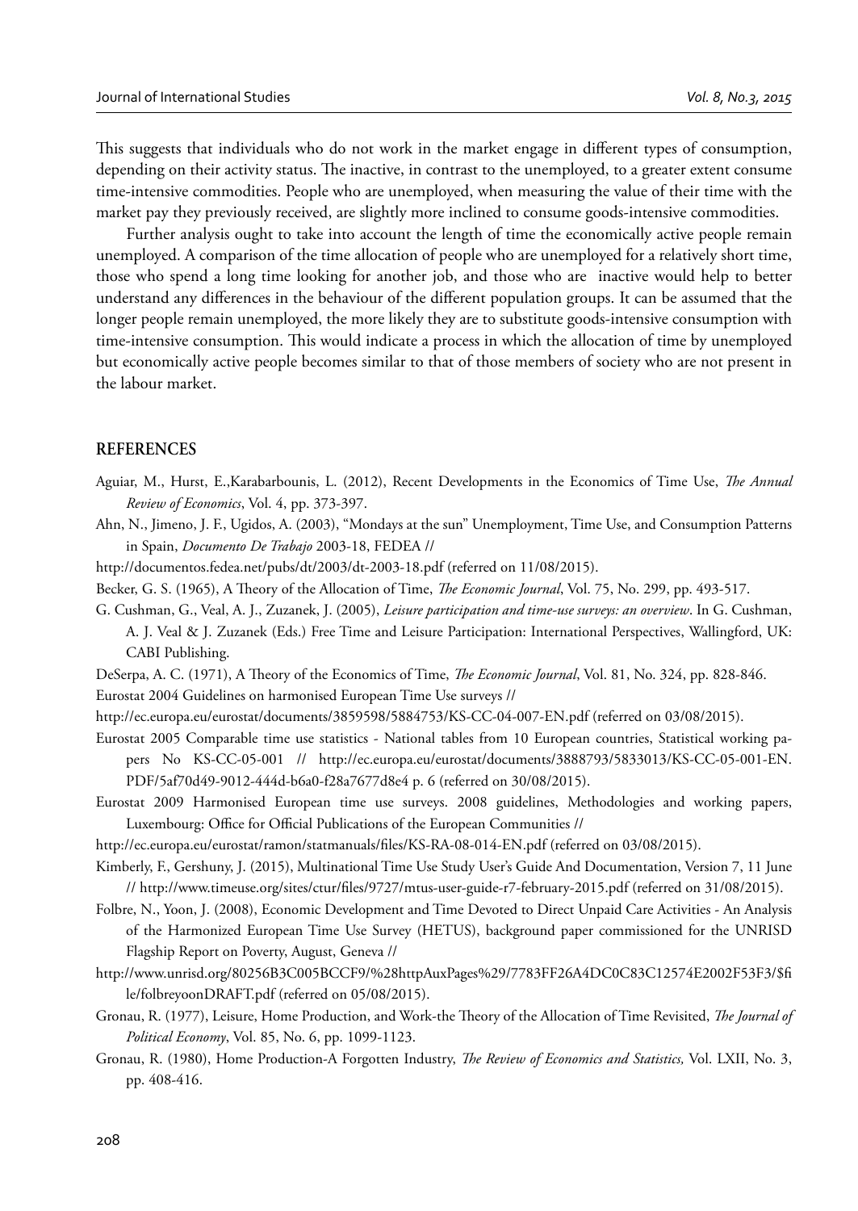This suggests that individuals who do not work in the market engage in different types of consumption, depending on their activity status. The inactive, in contrast to the unemployed, to a greater extent consume time-intensive commodities. People who are unemployed, when measuring the value of their time with the market pay they previously received, are slightly more inclined to consume goods-intensive commodities.

Further analysis ought to take into account the length of time the economically active people remain unemployed. A comparison of the time allocation of people who are unemployed for a relatively short time, those who spend a long time looking for another job, and those who are inactive would help to better understand any differences in the behaviour of the different population groups. It can be assumed that the longer people remain unemployed, the more likely they are to substitute goods-intensive consumption with time-intensive consumption. This would indicate a process in which the allocation of time by unemployed but economically active people becomes similar to that of those members of society who are not present in the labour market.

## REFERENCES

Aguiar, M., Hurst, E.,Karabarbounis, L. (2012), Recent Developments in the Economics of Time Use, *The Annual Review of Economics*, Vol. 4, pp. 373-397.

Ahn, N., Jimeno, J. F., Ugidos, A. (2003), "Mondays at the sun" Unemployment, Time Use, and Consumption Patterns in Spain, *Documento De Trabajo* 2003-18, FEDEA //

http://documentos.fedea.net/pubs/dt/2003/dt-2003-18.pdf (referred on 11/08/2015).

Becker, G. S. (1965), A Theory of the Allocation of Time, *The Economic Journal*, Vol. 75, No. 299, pp. 493-517.

G. Cushman, G., Veal, A. J., Zuzanek, J. (2005), *Leisure participation and time-use surveys: an overview*. In G. Cushman, A. J. Veal & J. Zuzanek (Eds.) Free Time and Leisure Participation: International Perspectives, Wallingford, UK: CABI Publishing.

DeSerpa, A. C. (1971), A Theory of the Economics of Time, *The Economic Journal*, Vol. 81, No. 324, pp. 828-846.

Eurostat 2004 Guidelines on harmonised European Time Use surveys //

http://ec.europa.eu/eurostat/documents/3859598/5884753/KS-CC-04-007-EN.pdf (referred on 03/08/2015).

Eurostat 2005 Comparable time use statistics - National tables from 10 European countries, Statistical working papers No KS-CC-05-001 // http://ec.europa.eu/eurostat/documents/3888793/5833013/KS-CC-05-001-EN.PDF/5af70d49-9012-444d-b6a0-f28a7677d8e4 p. 6 (referred on 30/08/2015).

Eurostat 2009 Harmonised European time use surveys. 2008 guidelines, Methodologies and working papers, Luxembourg: Office for Official Publications of the European Communities //

http://ec.europa.eu/eurostat/ramon/statmanuals/files/KS-RA-08-014-EN.pdf (referred on 03/08/2015).

Kimberly, F., Gershuny, J. (2015), Multinational Time Use Study User's Guide And Documentation, Version 7, 11 June // http://www.timeuse.org/sites/ctur/files/9727/mtus-user-guide-r7-february-2015.pdf (referred on 31/08/2015).

Folbre, N., Yoon, J. (2008), Economic Development and Time Devoted to Direct Unpaid Care Activities - An Analysis of the Harmonized European Time Use Survey (HETUS), background paper commissioned for the UNRISD Flagship Report on Poverty, August, Geneva //

http://www.unrisd.org/80256B3C005BCCF9/%28httpAuxPages%29/7783FF26A4DC0C83C12574E2002F53F3/$file/folbreyoonDRAFT.pdf (referred on 05/08/2015).

Gronau, R. (1977), Leisure, Home Production, and Work-the Theory of the Allocation of Time Revisited, *The Journal of Political Economy*, Vol. 85, No. 6, pp. 1099-1123.

Gronau, R. (1980), Home Production-A Forgotten Industry, *The Review of Economics and Statistics,* Vol. LXII, No. 3, pp. 408-416.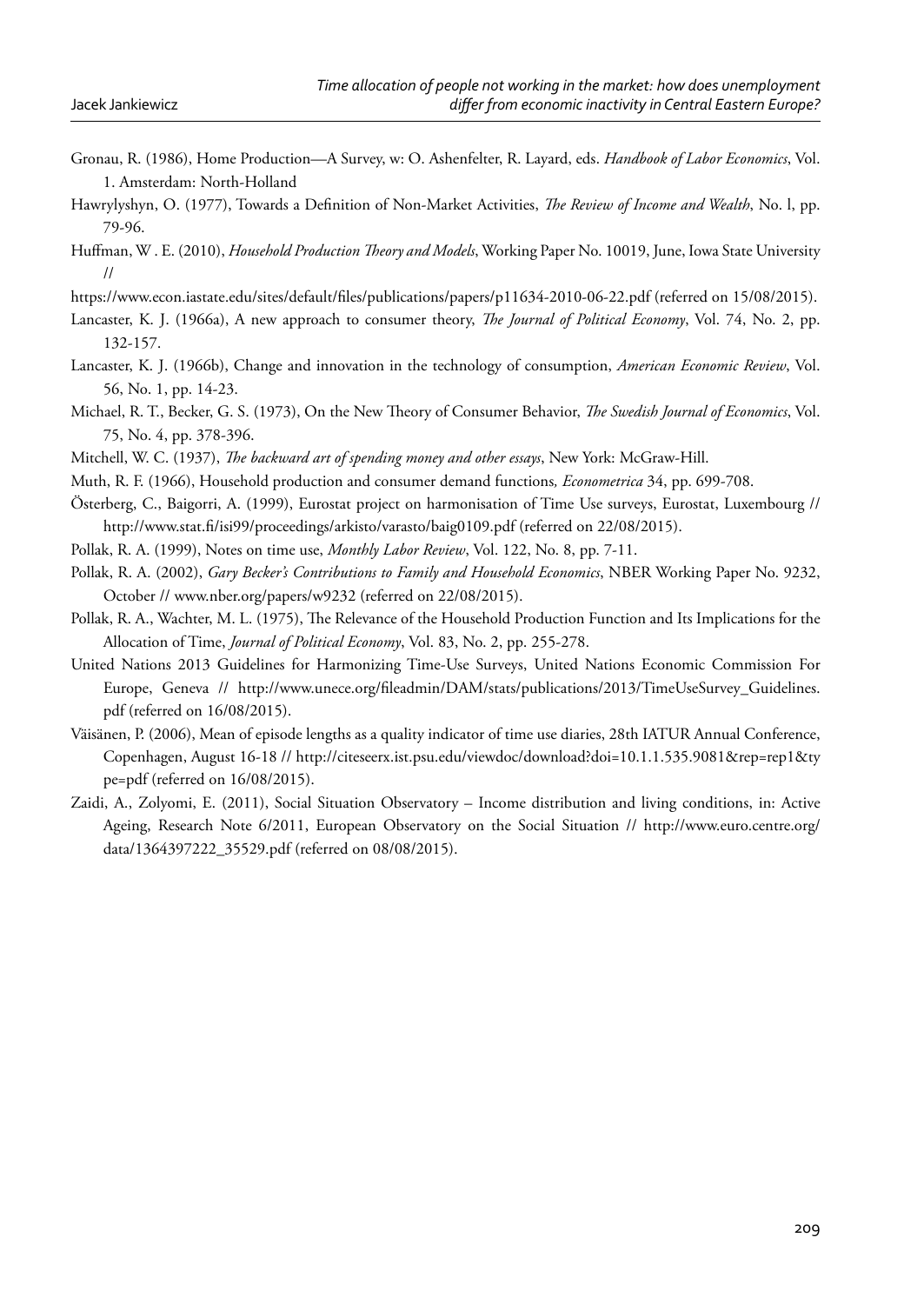Gronau, R. (1986), Home Production—A Survey, w: O. Ashenfelter, R. Layard, eds. *Handbook of Labor Economics*, Vol. 1. Amsterdam: North-Holland

Hawrylyshyn, O. (1977), Towards a Definition of Non-Market Activities, *The Review of Income and Wealth*, No. l, pp. 79-96.

Huffman, W . E. (2010), *Household Production Theory and Models*, Working Paper No. 10019, June, Iowa State University //
https://www.econ.iastate.edu/sites/default/files/publications/papers/p11634-2010-06-22.pdf (referred on 15/08/2015).

Lancaster, K. J. (1966a), A new approach to consumer theory, *The Journal of Political Economy*, Vol. 74, No. 2, pp. 132-157.

Lancaster, K. J. (1966b), Change and innovation in the technology of consumption, *American Economic Review*, Vol. 56, No. 1, pp. 14-23.

Michael, R. T., Becker, G. S. (1973), On the New Theory of Consumer Behavior, *The Swedish Journal of Economics*, Vol. 75, No. 4, pp. 378-396.

Mitchell, W. C. (1937), *The backward art of spending money and other essays*, New York: McGraw-Hill.

Muth, R. F. (1966), Household production and consumer demand functions*, Econometrica* 34, pp. 699-708.

Österberg, C., Baigorri, A. (1999), Eurostat project on harmonisation of Time Use surveys, Eurostat, Luxembourg // http://www.stat.fi/isi99/proceedings/arkisto/varasto/baig0109.pdf (referred on 22/08/2015).

Pollak, R. A. (1999), Notes on time use, *Monthly Labor Review*, Vol. 122, No. 8, pp. 7-11.

Pollak, R. A. (2002), *Gary Becker's Contributions to Family and Household Economics*, NBER Working Paper No. 9232, October // www.nber.org/papers/w9232 (referred on 22/08/2015).

Pollak, R. A., Wachter, M. L. (1975), The Relevance of the Household Production Function and Its Implications for the Allocation of Time, *Journal of Political Economy*, Vol. 83, No. 2, pp. 255-278.

United Nations 2013 Guidelines for Harmonizing Time-Use Surveys, United Nations Economic Commission For Europe, Geneva // http://www.unece.org/fileadmin/DAM/stats/publications/2013/TimeUseSurvey_Guidelines.pdf (referred on 16/08/2015).

Väisänen, P. (2006), Mean of episode lengths as a quality indicator of time use diaries, 28th IATUR Annual Conference, Copenhagen, August 16-18 // http://citeseerx.ist.psu.edu/viewdoc/download?doi=10.1.1.535.9081&rep=rep1&type=pdf (referred on 16/08/2015).

Zaidi, A., Zolyomi, E. (2011), Social Situation Observatory – Income distribution and living conditions, in: Active Ageing, Research Note 6/2011, European Observatory on the Social Situation // http://www.euro.centre.org/data/1364397222_35529.pdf (referred on 08/08/2015).